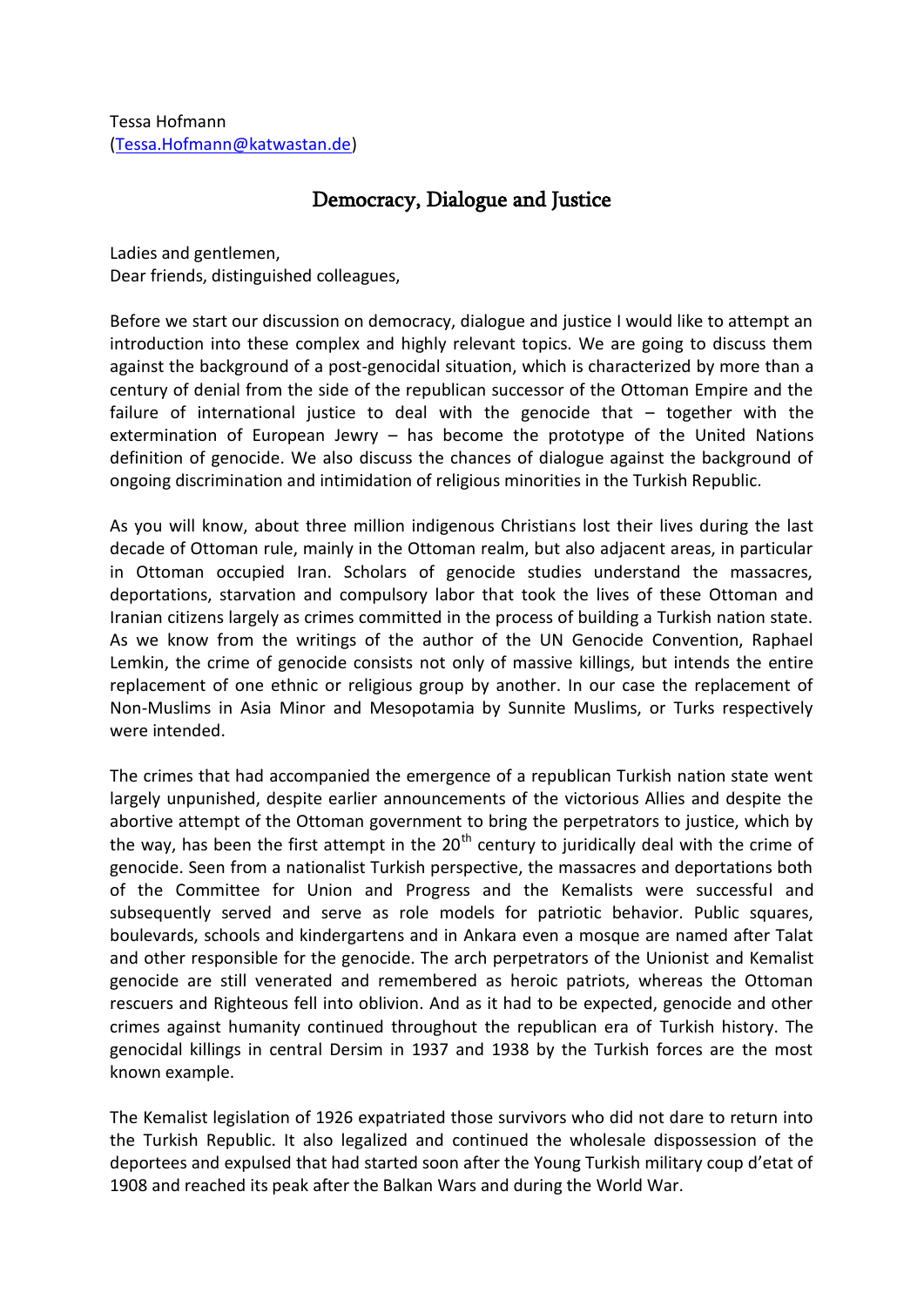Tessa Hofmann
(Tessa.Hofmann@katwastan.de)

# Democracy, Dialogue and Justice

Ladies and gentlemen,
Dear friends, distinguished colleagues,

Before we start our discussion on democracy, dialogue and justice I would like to attempt an introduction into these complex and highly relevant topics. We are going to discuss them against the background of a post-genocidal situation, which is characterized by more than a century of denial from the side of the republican successor of the Ottoman Empire and the failure of international justice to deal with the genocide that – together with the extermination of European Jewry – has become the prototype of the United Nations definition of genocide. We also discuss the chances of dialogue against the background of ongoing discrimination and intimidation of religious minorities in the Turkish Republic.

As you will know, about three million indigenous Christians lost their lives during the last decade of Ottoman rule, mainly in the Ottoman realm, but also adjacent areas, in particular in Ottoman occupied Iran. Scholars of genocide studies understand the massacres, deportations, starvation and compulsory labor that took the lives of these Ottoman and Iranian citizens largely as crimes committed in the process of building a Turkish nation state. As we know from the writings of the author of the UN Genocide Convention, Raphael Lemkin, the crime of genocide consists not only of massive killings, but intends the entire replacement of one ethnic or religious group by another. In our case the replacement of Non-Muslims in Asia Minor and Mesopotamia by Sunnite Muslims, or Turks respectively were intended.

The crimes that had accompanied the emergence of a republican Turkish nation state went largely unpunished, despite earlier announcements of the victorious Allies and despite the abortive attempt of the Ottoman government to bring the perpetrators to justice, which by the way, has been the first attempt in the 20th century to juridically deal with the crime of genocide. Seen from a nationalist Turkish perspective, the massacres and deportations both of the Committee for Union and Progress and the Kemalists were successful and subsequently served and serve as role models for patriotic behavior. Public squares, boulevards, schools and kindergartens and in Ankara even a mosque are named after Talat and other responsible for the genocide. The arch perpetrators of the Unionist and Kemalist genocide are still venerated and remembered as heroic patriots, whereas the Ottoman rescuers and Righteous fell into oblivion. And as it had to be expected, genocide and other crimes against humanity continued throughout the republican era of Turkish history. The genocidal killings in central Dersim in 1937 and 1938 by the Turkish forces are the most known example.

The Kemalist legislation of 1926 expatriated those survivors who did not dare to return into the Turkish Republic. It also legalized and continued the wholesale dispossession of the deportees and expulsed that had started soon after the Young Turkish military coup d'etat of 1908 and reached its peak after the Balkan Wars and during the World War.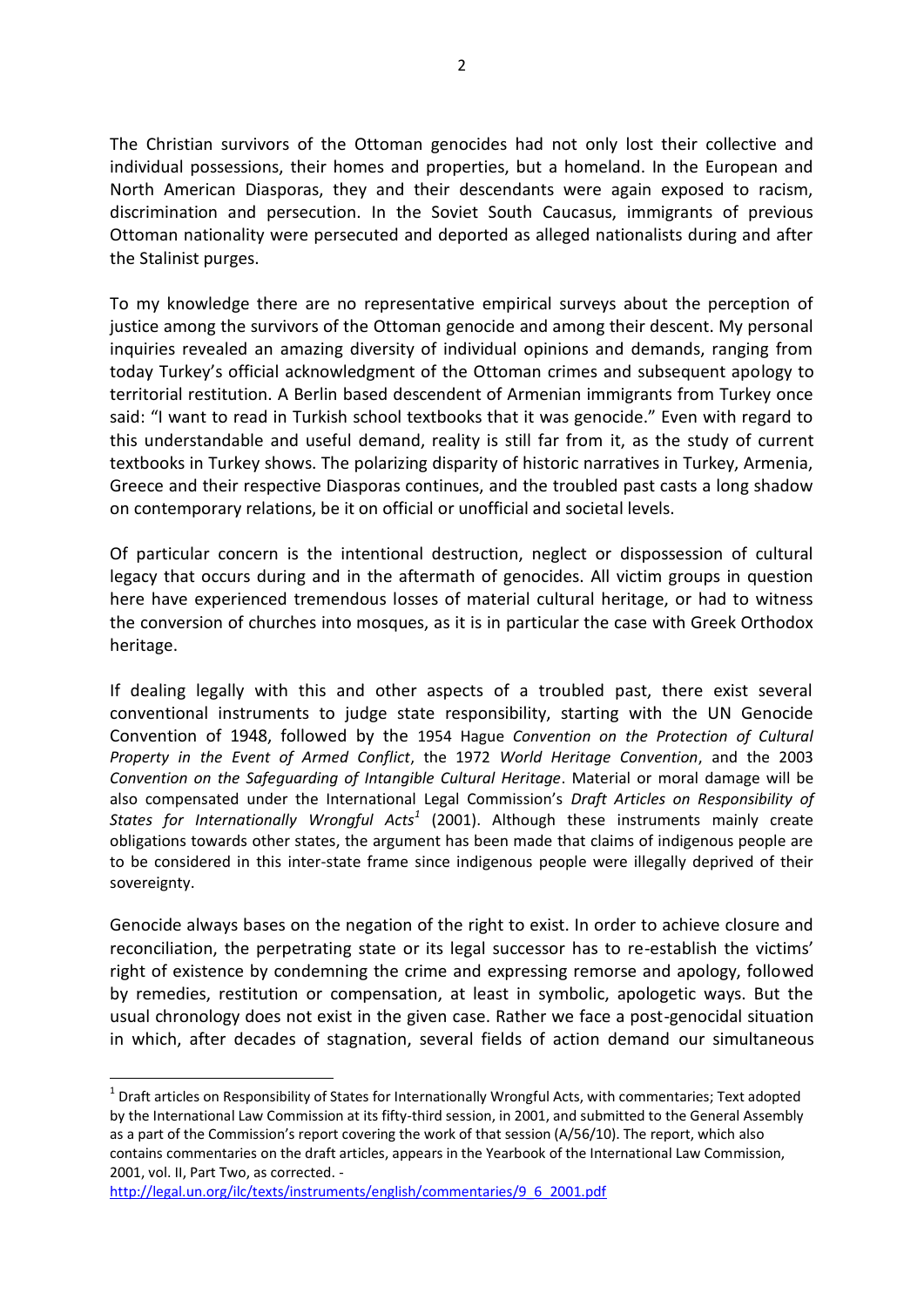The Christian survivors of the Ottoman genocides had not only lost their collective and individual possessions, their homes and properties, but a homeland. In the European and North American Diasporas, they and their descendants were again exposed to racism, discrimination and persecution. In the Soviet South Caucasus, immigrants of previous Ottoman nationality were persecuted and deported as alleged nationalists during and after the Stalinist purges.

To my knowledge there are no representative empirical surveys about the perception of justice among the survivors of the Ottoman genocide and among their descent. My personal inquiries revealed an amazing diversity of individual opinions and demands, ranging from today Turkey's official acknowledgment of the Ottoman crimes and subsequent apology to territorial restitution. A Berlin based descendent of Armenian immigrants from Turkey once said: "I want to read in Turkish school textbooks that it was genocide." Even with regard to this understandable and useful demand, reality is still far from it, as the study of current textbooks in Turkey shows. The polarizing disparity of historic narratives in Turkey, Armenia, Greece and their respective Diasporas continues, and the troubled past casts a long shadow on contemporary relations, be it on official or unofficial and societal levels.

Of particular concern is the intentional destruction, neglect or dispossession of cultural legacy that occurs during and in the aftermath of genocides. All victim groups in question here have experienced tremendous losses of material cultural heritage, or had to witness the conversion of churches into mosques, as it is in particular the case with Greek Orthodox heritage.

If dealing legally with this and other aspects of a troubled past, there exist several conventional instruments to judge state responsibility, starting with the UN Genocide Convention of 1948, followed by the 1954 Hague *Convention on the Protection of Cultural Property in the Event of Armed Conflict*, the 1972 *World Heritage Convention*, and the 2003 *Convention on the Safeguarding of Intangible Cultural Heritage*. Material or moral damage will be also compensated under the International Legal Commission's *Draft Articles on Responsibility of States for Internationally Wrongful Acts*[1] (2001). Although these instruments mainly create obligations towards other states, the argument has been made that claims of indigenous people are to be considered in this inter-state frame since indigenous people were illegally deprived of their sovereignty.

Genocide always bases on the negation of the right to exist. In order to achieve closure and reconciliation, the perpetrating state or its legal successor has to re-establish the victims' right of existence by condemning the crime and expressing remorse and apology, followed by remedies, restitution or compensation, at least in symbolic, apologetic ways. But the usual chronology does not exist in the given case. Rather we face a post-genocidal situation in which, after decades of stagnation, several fields of action demand our simultaneous

---

[1] Draft articles on Responsibility of States for Internationally Wrongful Acts, with commentaries; Text adopted by the International Law Commission at its fifty-third session, in 2001, and submitted to the General Assembly as a part of the Commission's report covering the work of that session (A/56/10). The report, which also contains commentaries on the draft articles, appears in the Yearbook of the International Law Commission, 2001, vol. II, Part Two, as corrected. - http://legal.un.org/ilc/texts/instruments/english/commentaries/9_6_2001.pdf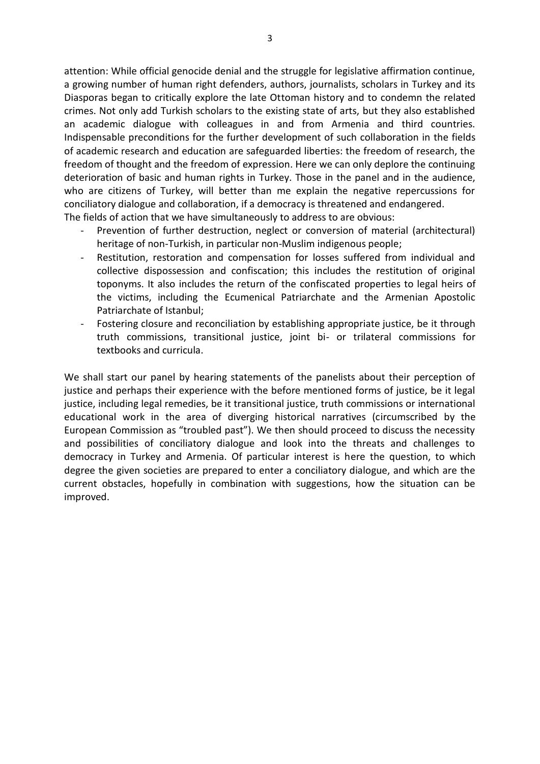attention: While official genocide denial and the struggle for legislative affirmation continue, a growing number of human right defenders, authors, journalists, scholars in Turkey and its Diasporas began to critically explore the late Ottoman history and to condemn the related crimes. Not only add Turkish scholars to the existing state of arts, but they also established an academic dialogue with colleagues in and from Armenia and third countries. Indispensable preconditions for the further development of such collaboration in the fields of academic research and education are safeguarded liberties: the freedom of research, the freedom of thought and the freedom of expression. Here we can only deplore the continuing deterioration of basic and human rights in Turkey. Those in the panel and in the audience, who are citizens of Turkey, will better than me explain the negative repercussions for conciliatory dialogue and collaboration, if a democracy is threatened and endangered.
The fields of action that we have simultaneously to address to are obvious:

- Prevention of further destruction, neglect or conversion of material (architectural) heritage of non-Turkish, in particular non-Muslim indigenous people;
- Restitution, restoration and compensation for losses suffered from individual and collective dispossession and confiscation; this includes the restitution of original toponyms. It also includes the return of the confiscated properties to legal heirs of the victims, including the Ecumenical Patriarchate and the Armenian Apostolic Patriarchate of Istanbul;
- Fostering closure and reconciliation by establishing appropriate justice, be it through truth commissions, transitional justice, joint bi- or trilateral commissions for textbooks and curricula.

We shall start our panel by hearing statements of the panelists about their perception of justice and perhaps their experience with the before mentioned forms of justice, be it legal justice, including legal remedies, be it transitional justice, truth commissions or international educational work in the area of diverging historical narratives (circumscribed by the European Commission as "troubled past"). We then should proceed to discuss the necessity and possibilities of conciliatory dialogue and look into the threats and challenges to democracy in Turkey and Armenia. Of particular interest is here the question, to which degree the given societies are prepared to enter a conciliatory dialogue, and which are the current obstacles, hopefully in combination with suggestions, how the situation can be improved.